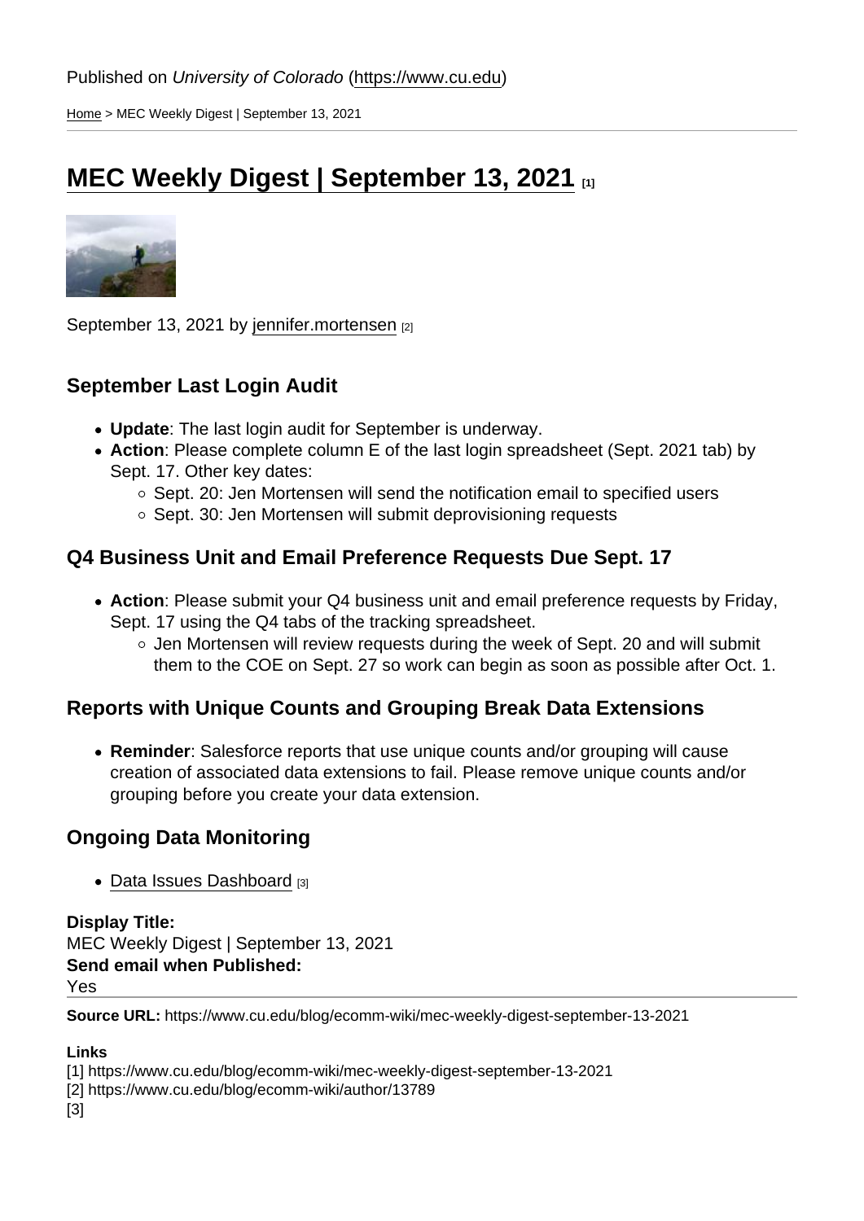Published on *University of Colorado* (https://www.cu.edu)

Home > MEC Weekly Digest | September 13, 2021

# MEC Weekly Digest | September 13, 2021 [1]

September 13, 2021 by jennifer.mortensen [2]

## September Last Login Audit

- **Update**: The last login audit for September is underway.
- **Action**: Please complete column E of the last login spreadsheet (Sept. 2021 tab) by Sept. 17. Other key dates:
  - Sept. 20: Jen Mortensen will send the notification email to specified users
  - Sept. 30: Jen Mortensen will submit deprovisioning requests

## Q4 Business Unit and Email Preference Requests Due Sept. 17

- **Action**: Please submit your Q4 business unit and email preference requests by Friday, Sept. 17 using the Q4 tabs of the tracking spreadsheet.
  - Jen Mortensen will review requests during the week of Sept. 20 and will submit them to the COE on Sept. 27 so work can begin as soon as possible after Oct. 1.

## Reports with Unique Counts and Grouping Break Data Extensions

- **Reminder**: Salesforce reports that use unique counts and/or grouping will cause creation of associated data extensions to fail. Please remove unique counts and/or grouping before you create your data extension.

## Ongoing Data Monitoring

- Data Issues Dashboard [3]

**Display Title:**
MEC Weekly Digest | September 13, 2021
**Send email when Published:**
Yes

**Source URL:** https://www.cu.edu/blog/ecomm-wiki/mec-weekly-digest-september-13-2021

**Links**
[1] https://www.cu.edu/blog/ecomm-wiki/mec-weekly-digest-september-13-2021
[2] https://www.cu.edu/blog/ecomm-wiki/author/13789
[3]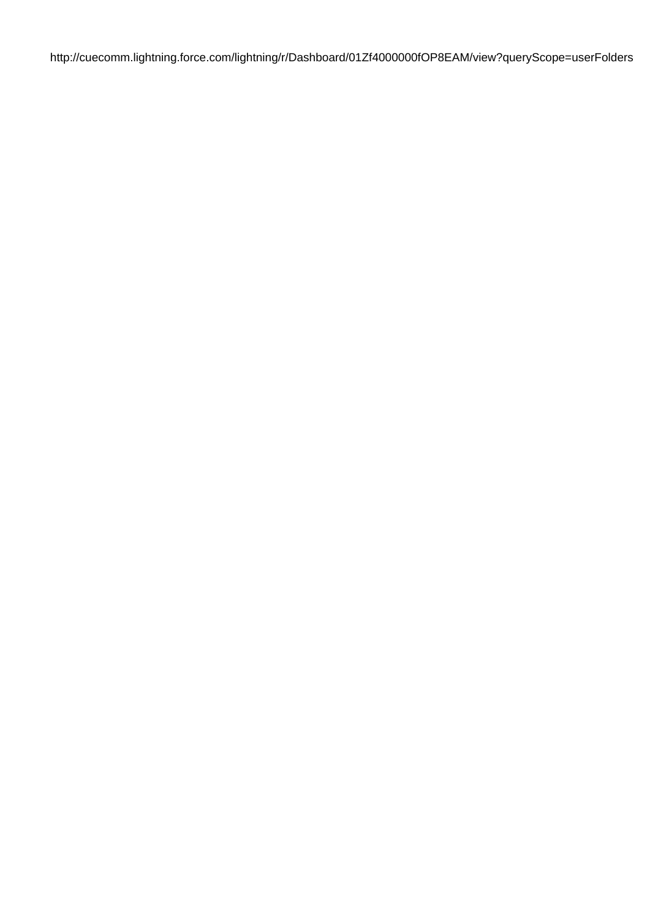http://cuecomm.lightning.force.com/lightning/r/Dashboard/01Zf4000000fOP8EAM/view?queryScope=userFolders